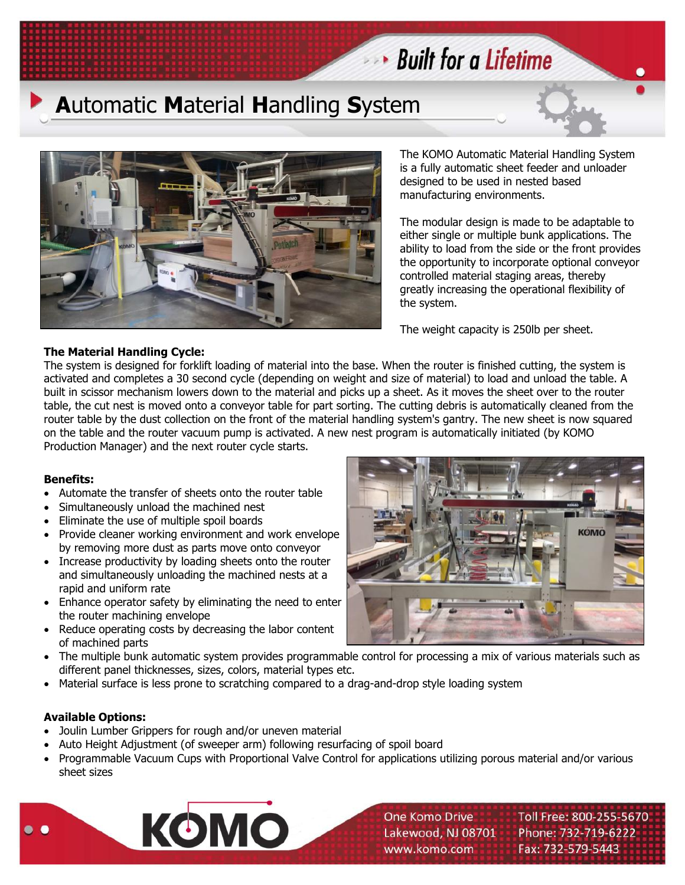Built for a *Lifetime*

# Automatic Material Handling System

The KOMO Automatic Material Handling System is a fully automatic sheet feeder and unloader designed to be used in nested based manufacturing environments.

The modular design is made to be adaptable to either single or multiple bunk applications. The ability to load from the side or the front provides the opportunity to incorporate optional conveyor controlled material staging areas, thereby greatly increasing the operational flexibility of the system.

The weight capacity is 250lb per sheet.

**The Material Handling Cycle:**

The system is designed for forklift loading of material into the base. When the router is finished cutting, the system is activated and completes a 30 second cycle (depending on weight and size of material) to load and unload the table. A built in scissor mechanism lowers down to the material and picks up a sheet. As it moves the sheet over to the router table, the cut nest is moved onto a conveyor table for part sorting. The cutting debris is automatically cleaned from the router table by the dust collection on the front of the material handling system's gantry. The new sheet is now squared on the table and the router vacuum pump is activated. A new nest program is automatically initiated (by KOMO Production Manager) and the next router cycle starts.

**Benefits:**

- Automate the transfer of sheets onto the router table
- Simultaneously unload the machined nest
- Eliminate the use of multiple spoil boards
- Provide cleaner working environment and work envelope by removing more dust as parts move onto conveyor
- Increase productivity by loading sheets onto the router and simultaneously unloading the machined nests at a rapid and uniform rate
- Enhance operator safety by eliminating the need to enter the router machining envelope
- Reduce operating costs by decreasing the labor content of machined parts
- The multiple bunk automatic system provides programmable control for processing a mix of various materials such as different panel thicknesses, sizes, colors, material types etc.
- Material surface is less prone to scratching compared to a drag-and-drop style loading system

**Available Options:**

- Joulin Lumber Grippers for rough and/or uneven material
- Auto Height Adjustment (of sweeper arm) following resurfacing of spoil board
- Programmable Vacuum Cups with Proportional Valve Control for applications utilizing porous material and/or various sheet sizes

KOMO

One Komo Drive
Lakewood, NJ 08701
www.komo.com

Toll Free: 800-255-5670
Phone: 732-719-6222
Fax: 732-579-5443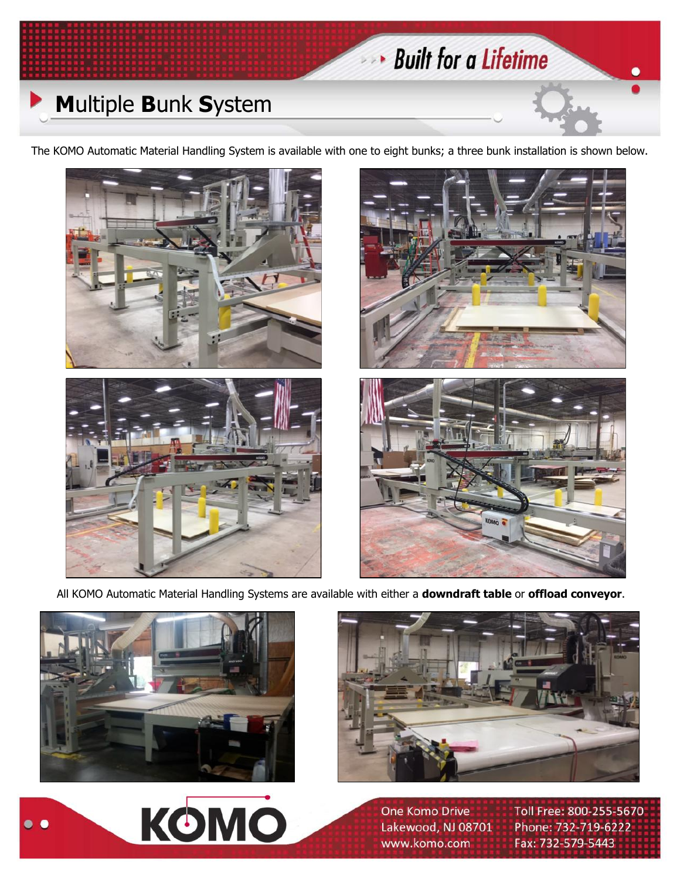# Multiple Bunk System

The KOMO Automatic Material Handling System is available with one to eight bunks; a three bunk installation is shown below.

All KOMO Automatic Material Handling Systems are available with either a **downdraft table** or **offload conveyor**.

One Komo Drive
Lakewood, NJ 08701
www.komo.com

Toll Free: 800-255-5670
Phone: 732-719-6222
Fax: 732-579-5443